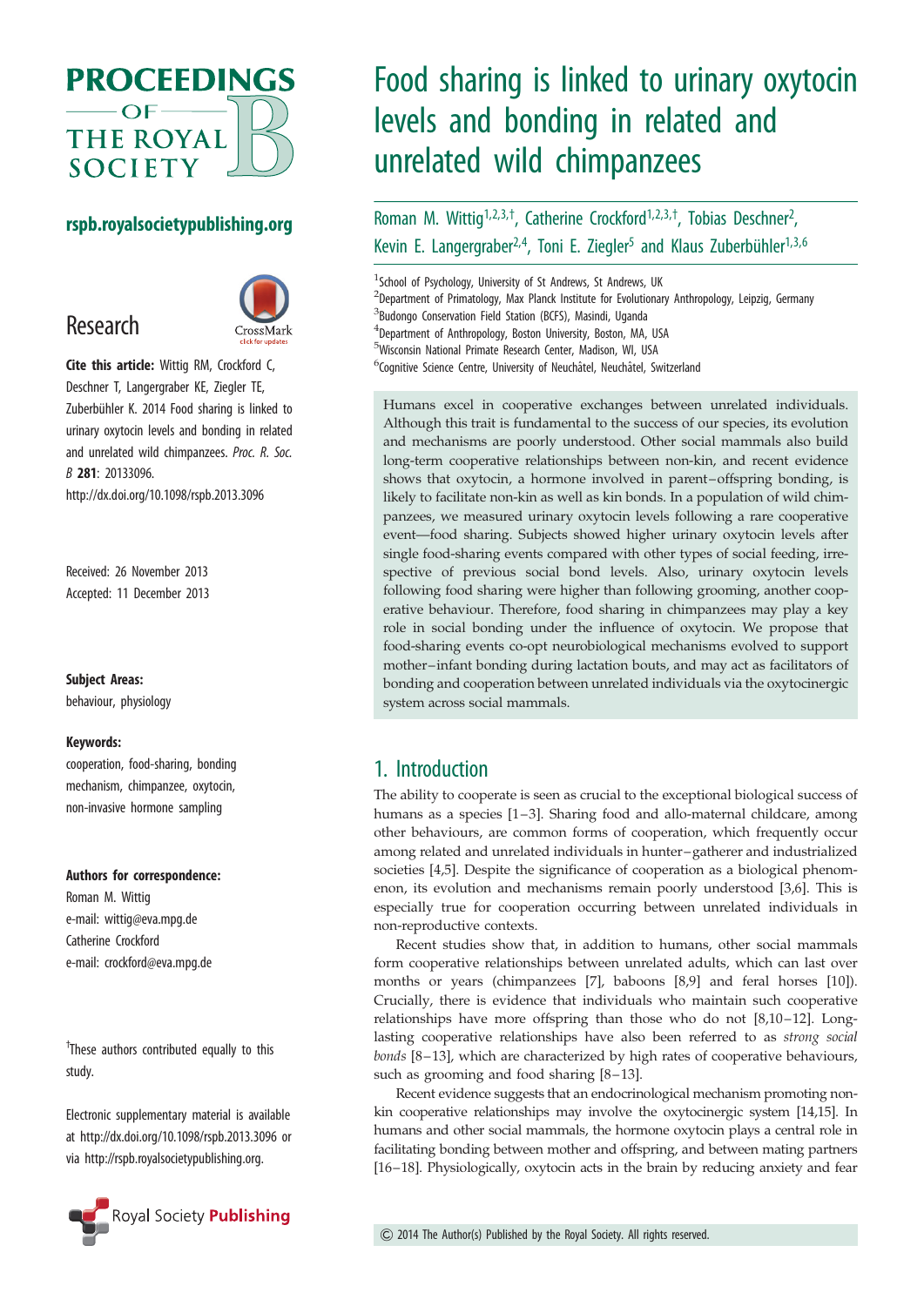# Food sharing is linked to urinary oxytocin levels and bonding in related and unrelated wild chimpanzees

Roman M. Wittig[1,2,3,†], Catherine Crockford[1,2,3,†], Tobias Deschner[2], Kevin E. Langergraber[2,4], Toni E. Ziegler[5] and Klaus Zuberbühler[1,3,6]

[1]School of Psychology, University of St Andrews, St Andrews, UK
[2]Department of Primatology, Max Planck Institute for Evolutionary Anthropology, Leipzig, Germany
[3]Budongo Conservation Field Station (BCFS), Masindi, Uganda
[4]Department of Anthropology, Boston University, Boston, MA, USA
[5]Wisconsin National Primate Research Center, Madison, WI, USA
[6]Cognitive Science Centre, University of Neuchâtel, Neuchâtel, Switzerland

Research

**Cite this article:** Wittig RM, Crockford C, Deschner T, Langergraber KE, Ziegler TE, Zuberbühler K. 2014 Food sharing is linked to urinary oxytocin levels and bonding in related and unrelated wild chimpanzees. *Proc. R. Soc. B* **281**: 20133096.
http://dx.doi.org/10.1098/rspb.2013.3096

Received: 26 November 2013
Accepted: 11 December 2013

**Subject Areas:**
behaviour, physiology

**Keywords:**
cooperation, food-sharing, bonding mechanism, chimpanzee, oxytocin, non-invasive hormone sampling

**Authors for correspondence:**
Roman M. Wittig
e-mail: wittig@eva.mpg.de
Catherine Crockford
e-mail: crockford@eva.mpg.de

†These authors contributed equally to this study.

Electronic supplementary material is available at http://dx.doi.org/10.1098/rspb.2013.3096 or via http://rspb.royalsocietypublishing.org.

Humans excel in cooperative exchanges between unrelated individuals. Although this trait is fundamental to the success of our species, its evolution and mechanisms are poorly understood. Other social mammals also build long-term cooperative relationships between non-kin, and recent evidence shows that oxytocin, a hormone involved in parent–offspring bonding, is likely to facilitate non-kin as well as kin bonds. In a population of wild chimpanzees, we measured urinary oxytocin levels following a rare cooperative event—food sharing. Subjects showed higher urinary oxytocin levels after single food-sharing events compared with other types of social feeding, irrespective of previous social bond levels. Also, urinary oxytocin levels following food sharing were higher than following grooming, another cooperative behaviour. Therefore, food sharing in chimpanzees may play a key role in social bonding under the influence of oxytocin. We propose that food-sharing events co-opt neurobiological mechanisms evolved to support mother–infant bonding during lactation bouts, and may act as facilitators of bonding and cooperation between unrelated individuals via the oxytocinergic system across social mammals.

## 1. Introduction

The ability to cooperate is seen as crucial to the exceptional biological success of humans as a species [1–3]. Sharing food and allo-maternal childcare, among other behaviours, are common forms of cooperation, which frequently occur among related and unrelated individuals in hunter–gatherer and industrialized societies [4,5]. Despite the significance of cooperation as a biological phenomenon, its evolution and mechanisms remain poorly understood [3,6]. This is especially true for cooperation occurring between unrelated individuals in non-reproductive contexts.

Recent studies show that, in addition to humans, other social mammals form cooperative relationships between unrelated adults, which can last over months or years (chimpanzees [7], baboons [8,9] and feral horses [10]). Crucially, there is evidence that individuals who maintain such cooperative relationships have more offspring than those who do not [8,10–12]. Long-lasting cooperative relationships have also been referred to as *strong social bonds* [8–13], which are characterized by high rates of cooperative behaviours, such as grooming and food sharing [8–13].

Recent evidence suggests that an endocrinological mechanism promoting non-kin cooperative relationships may involve the oxytocinergic system [14,15]. In humans and other social mammals, the hormone oxytocin plays a central role in facilitating bonding between mother and offspring, and between mating partners [16–18]. Physiologically, oxytocin acts in the brain by reducing anxiety and fear

© 2014 The Author(s) Published by the Royal Society. All rights reserved.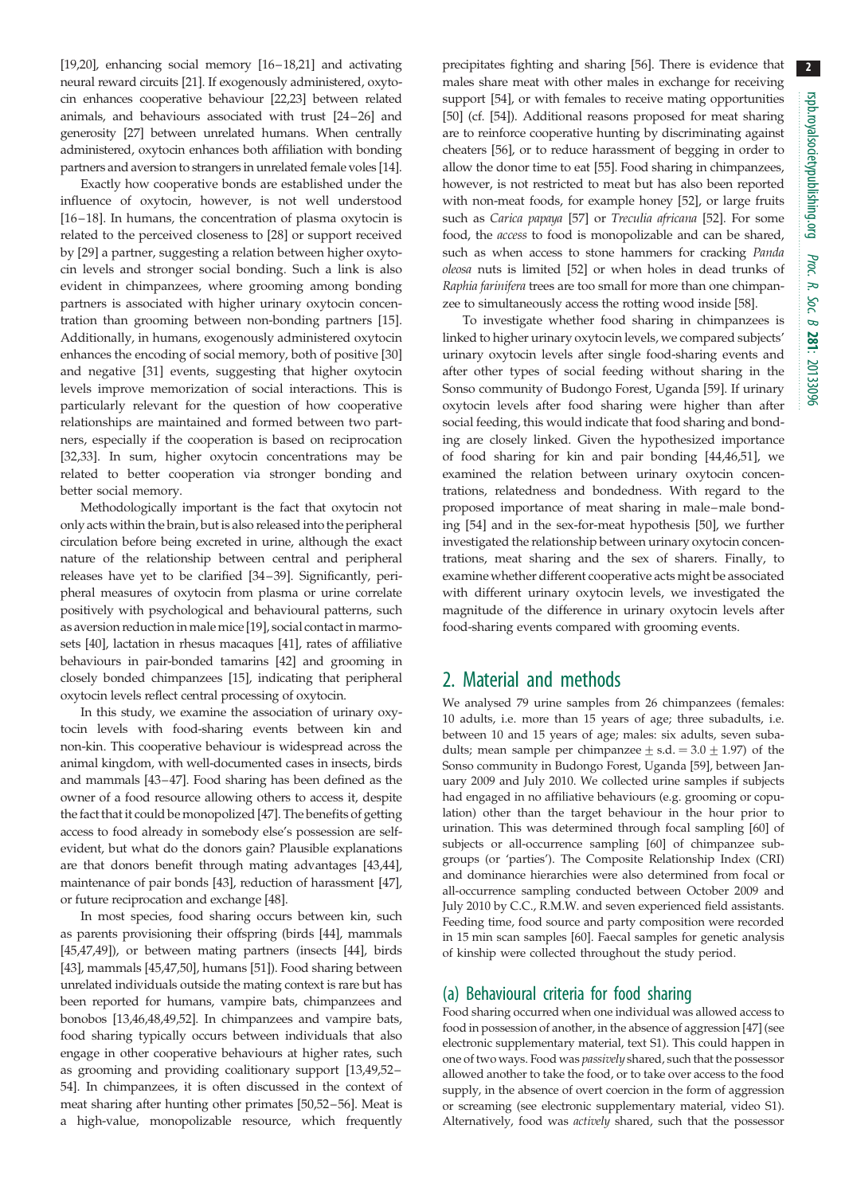[19,20], enhancing social memory [16–18,21] and activating neural reward circuits [21]. If exogenously administered, oxytocin enhances cooperative behaviour [22,23] between related animals, and behaviours associated with trust [24–26] and generosity [27] between unrelated humans. When centrally administered, oxytocin enhances both affiliation with bonding partners and aversion to strangers in unrelated female voles [14].

Exactly how cooperative bonds are established under the influence of oxytocin, however, is not well understood [16–18]. In humans, the concentration of plasma oxytocin is related to the perceived closeness to [28] or support received by [29] a partner, suggesting a relation between higher oxytocin levels and stronger social bonding. Such a link is also evident in chimpanzees, where grooming among bonding partners is associated with higher urinary oxytocin concentration than grooming between non-bonding partners [15]. Additionally, in humans, exogenously administered oxytocin enhances the encoding of social memory, both of positive [30] and negative [31] events, suggesting that higher oxytocin levels improve memorization of social interactions. This is particularly relevant for the question of how cooperative relationships are maintained and formed between two partners, especially if the cooperation is based on reciprocation [32,33]. In sum, higher oxytocin concentrations may be related to better cooperation via stronger bonding and better social memory.

Methodologically important is the fact that oxytocin not only acts within the brain, but is also released into the peripheral circulation before being excreted in urine, although the exact nature of the relationship between central and peripheral releases have yet to be clarified [34–39]. Significantly, peripheral measures of oxytocin from plasma or urine correlate positively with psychological and behavioural patterns, such as aversion reduction in male mice [19], social contact in marmosets [40], lactation in rhesus macaques [41], rates of affiliative behaviours in pair-bonded tamarins [42] and grooming in closely bonded chimpanzees [15], indicating that peripheral oxytocin levels reflect central processing of oxytocin.

In this study, we examine the association of urinary oxytocin levels with food-sharing events between kin and non-kin. This cooperative behaviour is widespread across the animal kingdom, with well-documented cases in insects, birds and mammals [43–47]. Food sharing has been defined as the owner of a food resource allowing others to access it, despite the fact that it could be monopolized [47]. The benefits of getting access to food already in somebody else's possession are self-evident, but what do the donors gain? Plausible explanations are that donors benefit through mating advantages [43,44], maintenance of pair bonds [43], reduction of harassment [47], or future reciprocation and exchange [48].

In most species, food sharing occurs between kin, such as parents provisioning their offspring (birds [44], mammals [45,47,49]), or between mating partners (insects [44], birds [43], mammals [45,47,50], humans [51]). Food sharing between unrelated individuals outside the mating context is rare but has been reported for humans, vampire bats, chimpanzees and bonobos [13,46,48,49,52]. In chimpanzees and vampire bats, food sharing typically occurs between individuals that also engage in other cooperative behaviours at higher rates, such as grooming and providing coalitionary support [13,49,52–54]. In chimpanzees, it is often discussed in the context of meat sharing after hunting other primates [50,52–56]. Meat is a high-value, monopolizable resource, which frequently precipitates fighting and sharing [56]. There is evidence that males share meat with other males in exchange for receiving support [54], or with females to receive mating opportunities [50] (cf. [54]). Additional reasons proposed for meat sharing are to reinforce cooperative hunting by discriminating against cheaters [56], or to reduce harassment of begging in order to allow the donor time to eat [55]. Food sharing in chimpanzees, however, is not restricted to meat but has also been reported with non-meat foods, for example honey [52], or large fruits such as *Carica papaya* [57] or *Treculia africana* [52]. For some food, the *access* to food is monopolizable and can be shared, such as when access to stone hammers for cracking *Panda oleosa* nuts is limited [52] or when holes in dead trunks of *Raphia farinifera* trees are too small for more than one chimpanzee to simultaneously access the rotting wood inside [58].

To investigate whether food sharing in chimpanzees is linked to higher urinary oxytocin levels, we compared subjects' urinary oxytocin levels after single food-sharing events and after other types of social feeding without sharing in the Sonso community of Budongo Forest, Uganda [59]. If urinary oxytocin levels after food sharing were higher than after social feeding, this would indicate that food sharing and bonding are closely linked. Given the hypothesized importance of food sharing for kin and pair bonding [44,46,51], we examined the relation between urinary oxytocin concentrations, relatedness and bondedness. With regard to the proposed importance of meat sharing in male–male bonding [54] and in the sex-for-meat hypothesis [50], we further investigated the relationship between urinary oxytocin concentrations, meat sharing and the sex of sharers. Finally, to examine whether different cooperative acts might be associated with different urinary oxytocin levels, we investigated the magnitude of the difference in urinary oxytocin levels after food-sharing events compared with grooming events.

## 2. Material and methods

We analysed 79 urine samples from 26 chimpanzees (females: 10 adults, i.e. more than 15 years of age; three subadults, i.e. between 10 and 15 years of age; males: six adults, seven subadults; mean sample per chimpanzee $\pm$ s.d. $= 3.0 \pm 1.97$) of the Sonso community in Budongo Forest, Uganda [59], between January 2009 and July 2010. We collected urine samples if subjects had engaged in no affiliative behaviours (e.g. grooming or copulation) other than the target behaviour in the hour prior to urination. This was determined through focal sampling [60] of subjects or all-occurrence sampling [60] of chimpanzee subgroups (or 'parties'). The Composite Relationship Index (CRI) and dominance hierarchies were also determined from focal or all-occurrence sampling conducted between October 2009 and July 2010 by C.C., R.M.W. and seven experienced field assistants. Feeding time, food source and party composition were recorded in 15 min scan samples [60]. Faecal samples for genetic analysis of kinship were collected throughout the study period.

### (a) Behavioural criteria for food sharing

Food sharing occurred when one individual was allowed access to food in possession of another, in the absence of aggression [47] (see electronic supplementary material, text S1). This could happen in one of two ways. Food was *passively* shared, such that the possessor allowed another to take the food, or to take over access to the food supply, in the absence of overt coercion in the form of aggression or screaming (see electronic supplementary material, video S1). Alternatively, food was *actively* shared, such that the possessor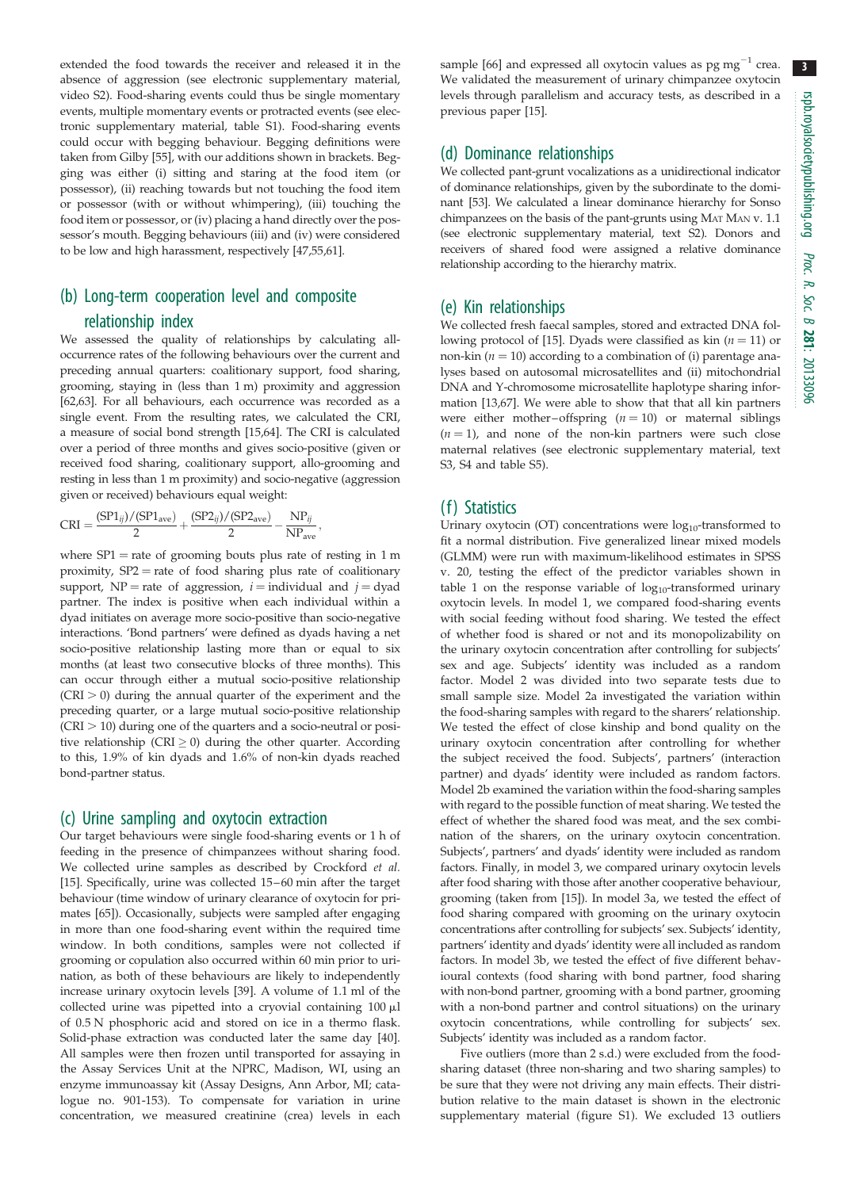extended the food towards the receiver and released it in the absence of aggression (see electronic supplementary material, video S2). Food-sharing events could thus be single momentary events, multiple momentary events or protracted events (see electronic supplementary material, table S1). Food-sharing events could occur with begging behaviour. Begging definitions were taken from Gilby [55], with our additions shown in brackets. Begging was either (i) sitting and staring at the food item (or possessor), (ii) reaching towards but not touching the food item or possessor (with or without whimpering), (iii) touching the food item or possessor, or (iv) placing a hand directly over the possessor's mouth. Begging behaviours (iii) and (iv) were considered to be low and high harassment, respectively [47,55,61].

## (b) Long-term cooperation level and composite relationship index

We assessed the quality of relationships by calculating all-occurrence rates of the following behaviours over the current and preceding annual quarters: coalitionary support, food sharing, grooming, staying in (less than 1 m) proximity and aggression [62,63]. For all behaviours, each occurrence was recorded as a single event. From the resulting rates, we calculated the CRI, a measure of social bond strength [15,64]. The CRI is calculated over a period of three months and gives socio-positive (given or received food sharing, coalitionary support, allo-grooming and resting in less than 1 m proximity) and socio-negative (aggression given or received) behaviours equal weight:

$$\mathrm{CRI} = \frac{(\mathrm{SP1}_{ij})/(\mathrm{SP1}_{\mathrm{ave}})}{2} + \frac{(\mathrm{SP2}_{ij})/(\mathrm{SP2}_{\mathrm{ave}})}{2} - \frac{\mathrm{NP}_{ij}}{\mathrm{NP}_{\mathrm{ave}}},$$

where SP1 = rate of grooming bouts plus rate of resting in 1 m proximity, SP2 = rate of food sharing plus rate of coalitionary support, NP = rate of aggression, $i$ = individual and $j$ = dyad partner. The index is positive when each individual within a dyad initiates on average more socio-positive than socio-negative interactions. 'Bond partners' were defined as dyads having a net socio-positive relationship lasting more than or equal to six months (at least two consecutive blocks of three months). This can occur through either a mutual socio-positive relationship ($\mathrm{CRI} > 0$) during the annual quarter of the experiment and the preceding quarter, or a large mutual socio-positive relationship ($\mathrm{CRI} > 10$) during one of the quarters and a socio-neutral or positive relationship ($\mathrm{CRI} \geq 0$) during the other quarter. According to this, 1.9% of kin dyads and 1.6% of non-kin dyads reached bond-partner status.

## (c) Urine sampling and oxytocin extraction

Our target behaviours were single food-sharing events or 1 h of feeding in the presence of chimpanzees without sharing food. We collected urine samples as described by Crockford *et al.* [15]. Specifically, urine was collected 15–60 min after the target behaviour (time window of urinary clearance of oxytocin for primates [65]). Occasionally, subjects were sampled after engaging in more than one food-sharing event within the required time window. In both conditions, samples were not collected if grooming or copulation also occurred within 60 min prior to urination, as both of these behaviours are likely to independently increase urinary oxytocin levels [39]. A volume of 1.1 ml of the collected urine was pipetted into a cryovial containing 100 μl of 0.5 N phosphoric acid and stored on ice in a thermo flask. Solid-phase extraction was conducted later the same day [40]. All samples were then frozen until transported for assaying in the Assay Services Unit at the NPRC, Madison, WI, using an enzyme immunoassay kit (Assay Designs, Ann Arbor, MI; catalogue no. 901-153). To compensate for variation in urine concentration, we measured creatinine (crea) levels in each sample [66] and expressed all oxytocin values as pg $\mathrm{mg}^{-1}$ crea. We validated the measurement of urinary chimpanzee oxytocin levels through parallelism and accuracy tests, as described in a previous paper [15].

## (d) Dominance relationships

We collected pant-grunt vocalizations as a unidirectional indicator of dominance relationships, given by the subordinate to the dominant [53]. We calculated a linear dominance hierarchy for Sonso chimpanzees on the basis of the pant-grunts using MatMan v. 1.1 (see electronic supplementary material, text S2). Donors and receivers of shared food were assigned a relative dominance relationship according to the hierarchy matrix.

## (e) Kin relationships

We collected fresh faecal samples, stored and extracted DNA following protocol of [15]. Dyads were classified as kin ($n = 11$) or non-kin ($n = 10$) according to a combination of (i) parentage analyses based on autosomal microsatellites and (ii) mitochondrial DNA and Y-chromosome microsatellite haplotype sharing information [13,67]. We were able to show that that all kin partners were either mother–offspring ($n = 10$) or maternal siblings ($n = 1$), and none of the non-kin partners were such close maternal relatives (see electronic supplementary material, text S3, S4 and table S5).

## (f) Statistics

Urinary oxytocin (OT) concentrations were $\log_{10}$-transformed to fit a normal distribution. Five generalized linear mixed models (GLMM) were run with maximum-likelihood estimates in SPSS v. 20, testing the effect of the predictor variables shown in table 1 on the response variable of $\log_{10}$-transformed urinary oxytocin levels. In model 1, we compared food-sharing events with social feeding without food sharing. We tested the effect of whether food is shared or not and its monopolizability on the urinary oxytocin concentration after controlling for subjects' sex and age. Subjects' identity was included as a random factor. Model 2 was divided into two separate tests due to small sample size. Model 2a investigated the variation within the food-sharing samples with regard to the sharers' relationship. We tested the effect of close kinship and bond quality on the urinary oxytocin concentration after controlling for whether the subject received the food. Subjects', partners' (interaction partner) and dyads' identity were included as random factors. Model 2b examined the variation within the food-sharing samples with regard to the possible function of meat sharing. We tested the effect of whether the shared food was meat, and the sex combination of the sharers, on the urinary oxytocin concentration. Subjects', partners' and dyads' identity were included as random factors. Finally, in model 3, we compared urinary oxytocin levels after food sharing with those after another cooperative behaviour, grooming (taken from [15]). In model 3a, we tested the effect of food sharing compared with grooming on the urinary oxytocin concentrations after controlling for subjects' sex. Subjects' identity, partners' identity and dyads' identity were all included as random factors. In model 3b, we tested the effect of five different behavioural contexts (food sharing with bond partner, food sharing with non-bond partner, grooming with a bond partner, grooming with a non-bond partner and control situations) on the urinary oxytocin concentrations, while controlling for subjects' sex. Subjects' identity was included as a random factor.

Five outliers (more than 2 s.d.) were excluded from the food-sharing dataset (three non-sharing and two sharing samples) to be sure that they were not driving any main effects. Their distribution relative to the main dataset is shown in the electronic supplementary material (figure S1). We excluded 13 outliers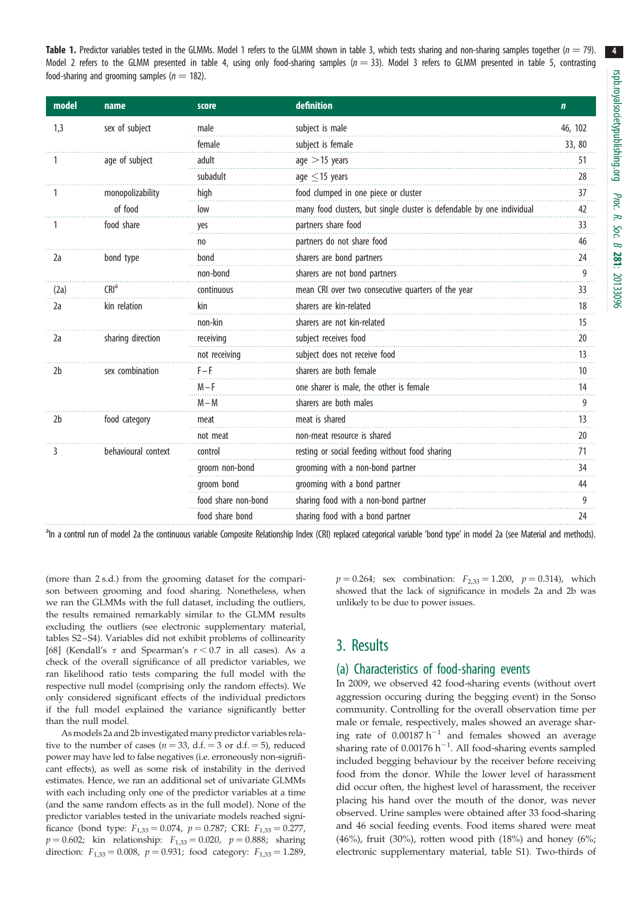**Table 1.** Predictor variables tested in the GLMMs. Model 1 refers to the GLMM shown in table 3, which tests sharing and non-sharing samples together ($n = 79$). Model 2 refers to the GLMM presented in table 4, using only food-sharing samples ($n = 33$). Model 3 refers to GLMM presented in table 5, contrasting food-sharing and grooming samples ($n = 182$).

| model | name | score | definition | *n* |
|---|---|---|---|---|
| 1,3 | sex of subject | male | subject is male | 46, 102 |
| | | female | subject is female | 33, 80 |
| 1 | age of subject | adult | age >15 years | 51 |
| | | subadult | age ≤15 years | 28 |
| 1 | monopolizability of food | high | food clumped in one piece or cluster | 37 |
| | | low | many food clusters, but single cluster is defendable by one individual | 42 |
| 1 | food share | yes | partners share food | 33 |
| | | no | partners do not share food | 46 |
| 2a | bond type | bond | sharers are bond partners | 24 |
| | | non-bond | sharers are not bond partners | 9 |
| (2a) | CRI[a] | continuous | mean CRI over two consecutive quarters of the year | 33 |
| 2a | kin relation | kin | sharers are kin-related | 18 |
| | | non-kin | sharers are not kin-related | 15 |
| 2a | sharing direction | receiving | subject receives food | 20 |
| | | not receiving | subject does not receive food | 13 |
| 2b | sex combination | F–F | sharers are both female | 10 |
| | | M–F | one sharer is male, the other is female | 14 |
| | | M–M | sharers are both males | 9 |
| 2b | food category | meat | meat is shared | 13 |
| | | not meat | non-meat resource is shared | 20 |
| 3 | behavioural context | control | resting or social feeding without food sharing | 71 |
| | | groom non-bond | grooming with a non-bond partner | 34 |
| | | groom bond | grooming with a bond partner | 44 |
| | | food share non-bond | sharing food with a non-bond partner | 9 |
| | | food share bond | sharing food with a bond partner | 24 |

[a]In a control run of model 2a the continuous variable Composite Relationship Index (CRI) replaced categorical variable 'bond type' in model 2a (see Material and methods).

(more than 2 s.d.) from the grooming dataset for the comparison between grooming and food sharing. Nonetheless, when we ran the GLMMs with the full dataset, including the outliers, the results remained remarkably similar to the GLMM results excluding the outliers (see electronic supplementary material, tables S2–S4). Variables did not exhibit problems of collinearity [68] (Kendall's $\tau$ and Spearman's $r < 0.7$ in all cases). As a check of the overall significance of all predictor variables, we ran likelihood ratio tests comparing the full model with the respective null model (comprising only the random effects). We only considered significant effects of the individual predictors if the full model explained the variance significantly better than the null model.

As models 2a and 2b investigated many predictor variables relative to the number of cases ($n = 33$, d.f. = 3 or d.f. = 5), reduced power may have led to false negatives (i.e. erroneously non-significant effects), as well as some risk of instability in the derived estimates. Hence, we ran an additional set of univariate GLMMs with each including only one of the predictor variables at a time (and the same random effects as in the full model). None of the predictor variables tested in the univariate models reached significance (bond type: $F_{1,33} = 0.074$, $p = 0.787$; CRI: $F_{1,33} = 0.277$, $p = 0.602$; kin relationship: $F_{1,33} = 0.020$, $p = 0.888$; sharing direction: $F_{1,33} = 0.008$, $p = 0.931$; food category: $F_{1,33} = 1.289$, $p = 0.264$; sex combination: $F_{2,33} = 1.200$, $p = 0.314$), which showed that the lack of significance in models 2a and 2b was unlikely to be due to power issues.

## 3. Results

### (a) Characteristics of food-sharing events

In 2009, we observed 42 food-sharing events (without overt aggression occuring during the begging event) in the Sonso community. Controlling for the overall observation time per male or female, respectively, males showed an average sharing rate of $0.00187\ \mathrm{h}^{-1}$ and females showed an average sharing rate of $0.00176\ \mathrm{h}^{-1}$. All food-sharing events sampled included begging behaviour by the receiver before receiving food from the donor. While the lower level of harassment did occur often, the highest level of harassment, the receiver placing his hand over the mouth of the donor, was never observed. Urine samples were obtained after 33 food-sharing and 46 social feeding events. Food items shared were meat (46%), fruit (30%), rotten wood pith (18%) and honey (6%; electronic supplementary material, table S1). Two-thirds of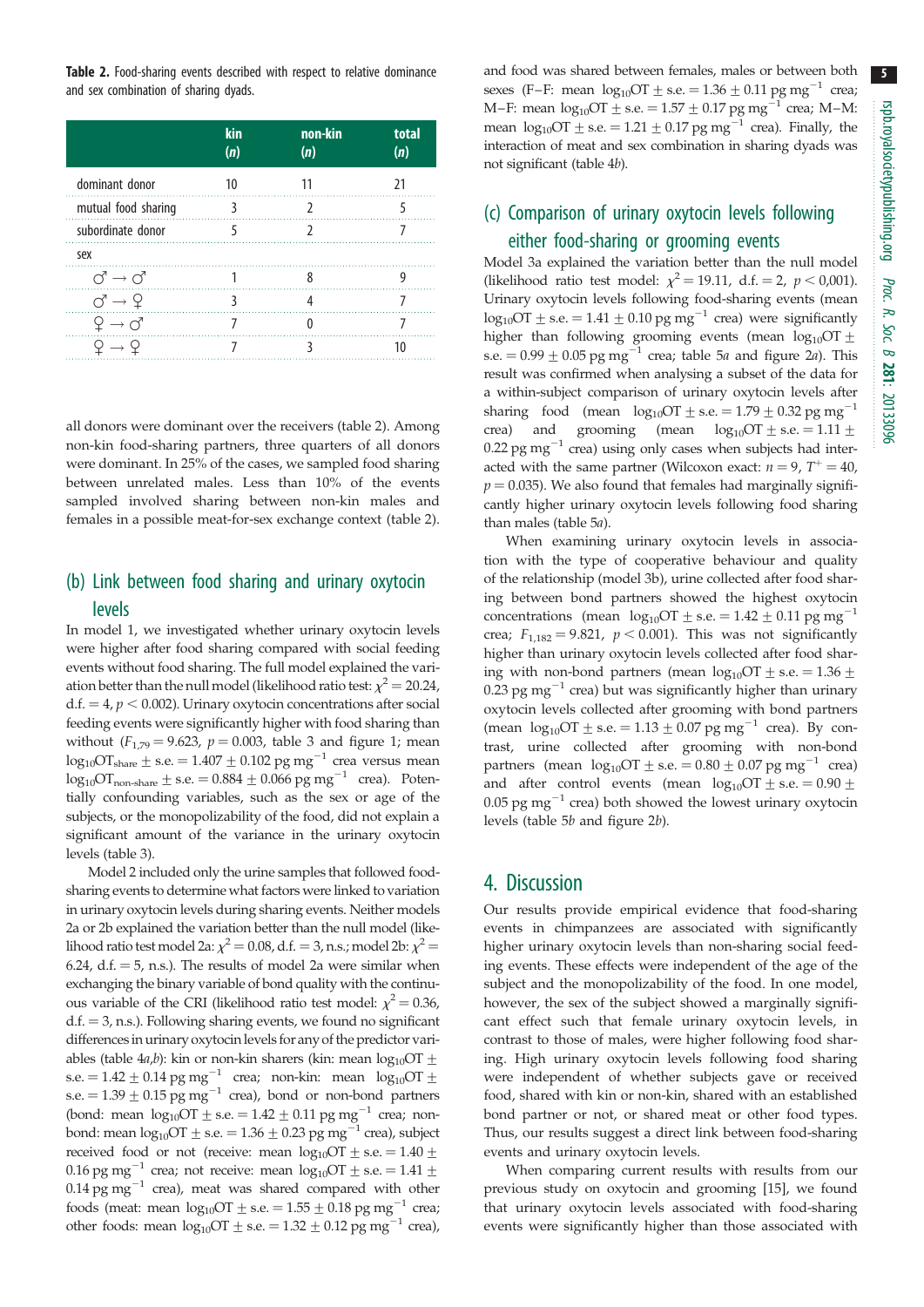**Table 2.** Food-sharing events described with respect to relative dominance and sex combination of sharing dyads.

| | kin (*n*) | non-kin (*n*) | total (*n*) |
|---|---|---|---|
| dominant donor | 10 | 11 | 21 |
| mutual food sharing | 3 | 2 | 5 |
| subordinate donor | 5 | 2 | 7 |
| sex | | | |
| ♂ → ♂ | 1 | 8 | 9 |
| ♂ → ♀ | 3 | 4 | 7 |
| ♀ → ♂ | 7 | 0 | 7 |
| ♀ → ♀ | 7 | 3 | 10 |

all donors were dominant over the receivers (table 2). Among non-kin food-sharing partners, three quarters of all donors were dominant. In 25% of the cases, we sampled food sharing between unrelated males. Less than 10% of the events sampled involved sharing between non-kin males and females in a possible meat-for-sex exchange context (table 2).

## (b) Link between food sharing and urinary oxytocin levels

In model 1, we investigated whether urinary oxytocin levels were higher after food sharing compared with social feeding events without food sharing. The full model explained the variation better than the null model (likelihood ratio test: $\chi^2 = 20.24$, d.f. $= 4$, $p < 0.002$). Urinary oxytocin concentrations after social feeding events were significantly higher with food sharing than without ($F_{1,79} = 9.623$, $p = 0.003$, table 3 and figure 1; mean $\log_{10}\mathrm{OT}_{\mathrm{share}} \pm$ s.e. $= 1.407 \pm 0.102$ pg mg$^{-1}$ crea versus mean $\log_{10}\mathrm{OT}_{\mathrm{non\text{-}share}} \pm$ s.e. $= 0.884 \pm 0.066$ pg mg$^{-1}$ crea). Potentially confounding variables, such as the sex or age of the subjects, or the monopolizability of the food, did not explain a significant amount of the variance in the urinary oxytocin levels (table 3).

Model 2 included only the urine samples that followed food-sharing events to determine what factors were linked to variation in urinary oxytocin levels during sharing events. Neither models 2a or 2b explained the variation better than the null model (likelihood ratio test model 2a: $\chi^2 = 0.08$, d.f. $= 3$, n.s.; model 2b: $\chi^2 = 6.24$, d.f. $= 5$, n.s.). The results of model 2a were similar when exchanging the binary variable of bond quality with the continuous variable of the CRI (likelihood ratio test model: $\chi^2 = 0.36$, d.f. $= 3$, n.s.). Following sharing events, we found no significant differences in urinary oxytocin levels for any of the predictor variables (table 4*a*,*b*): kin or non-kin sharers (kin: mean $\log_{10}\mathrm{OT} \pm$ s.e. $= 1.42 \pm 0.14$ pg mg$^{-1}$ crea; non-kin: mean $\log_{10}\mathrm{OT} \pm$ s.e. $= 1.39 \pm 0.15$ pg mg$^{-1}$ crea), bond or non-bond partners (bond: mean $\log_{10}\mathrm{OT} \pm$ s.e. $= 1.42 \pm 0.11$ pg mg$^{-1}$ crea; non-bond: mean $\log_{10}\mathrm{OT} \pm$ s.e. $= 1.36 \pm 0.23$ pg mg$^{-1}$ crea), subject received food or not (receive: mean $\log_{10}\mathrm{OT} \pm$ s.e. $= 1.40 \pm 0.16$ pg mg$^{-1}$ crea; not receive: mean $\log_{10}\mathrm{OT} \pm$ s.e. $= 1.41 \pm 0.14$ pg mg$^{-1}$ crea), meat was shared compared with other foods (meat: mean $\log_{10}\mathrm{OT} \pm$ s.e. $= 1.55 \pm 0.18$ pg mg$^{-1}$ crea; other foods: mean $\log_{10}\mathrm{OT} \pm$ s.e. $= 1.32 \pm 0.12$ pg mg$^{-1}$ crea), and food was shared between females, males or between both sexes (F–F: mean $\log_{10}\mathrm{OT} \pm$ s.e. $= 1.36 \pm 0.11$ pg mg$^{-1}$ crea; M–F: mean $\log_{10}\mathrm{OT} \pm$ s.e. $= 1.57 \pm 0.17$ pg mg$^{-1}$ crea; M–M: mean $\log_{10}\mathrm{OT} \pm$ s.e. $= 1.21 \pm 0.17$ pg mg$^{-1}$ crea). Finally, the interaction of meat and sex combination in sharing dyads was not significant (table 4*b*).

## (c) Comparison of urinary oxytocin levels following either food-sharing or grooming events

Model 3a explained the variation better than the null model (likelihood ratio test model: $\chi^2 = 19.11$, d.f. $= 2$, $p < 0.001$). Urinary oxytocin levels following food-sharing events (mean $\log_{10}\mathrm{OT} \pm$ s.e. $= 1.41 \pm 0.10$ pg mg$^{-1}$ crea) were significantly higher than following grooming events (mean $\log_{10}\mathrm{OT} \pm$ s.e. $= 0.99 \pm 0.05$ pg mg$^{-1}$ crea; table 5*a* and figure 2*a*). This result was confirmed when analysing a subset of the data for a within-subject comparison of urinary oxytocin levels after sharing food (mean $\log_{10}\mathrm{OT} \pm$ s.e. $= 1.79 \pm 0.32$ pg mg$^{-1}$ crea) and grooming (mean $\log_{10}\mathrm{OT} \pm$ s.e. $= 1.11 \pm 0.22$ pg mg$^{-1}$ crea) using only cases when subjects had interacted with the same partner (Wilcoxon exact: $n = 9$, $T^{+} = 40$, $p = 0.035$). We also found that females had marginally significantly higher urinary oxytocin levels following food sharing than males (table 5*a*).

When examining urinary oxytocin levels in association with the type of cooperative behaviour and quality of the relationship (model 3b), urine collected after food sharing between bond partners showed the highest oxytocin concentrations (mean $\log_{10}\mathrm{OT} \pm$ s.e. $= 1.42 \pm 0.11$ pg mg$^{-1}$ crea; $F_{1,182} = 9.821$, $p < 0.001$). This was not significantly higher than urinary oxytocin levels collected after food sharing with non-bond partners (mean $\log_{10}\mathrm{OT} \pm$ s.e. $= 1.36 \pm 0.23$ pg mg$^{-1}$ crea) but was significantly higher than urinary oxytocin levels collected after grooming with bond partners (mean $\log_{10}\mathrm{OT} \pm$ s.e. $= 1.13 \pm 0.07$ pg mg$^{-1}$ crea). By contrast, urine collected after grooming with non-bond partners (mean $\log_{10}\mathrm{OT} \pm$ s.e. $= 0.80 \pm 0.07$ pg mg$^{-1}$ crea) and after control events (mean $\log_{10}\mathrm{OT} \pm$ s.e. $= 0.90 \pm 0.05$ pg mg$^{-1}$ crea) both showed the lowest urinary oxytocin levels (table 5*b* and figure 2*b*).

# 4. Discussion

Our results provide empirical evidence that food-sharing events in chimpanzees are associated with significantly higher urinary oxytocin levels than non-sharing social feeding events. These effects were independent of the age of the subject and the monopolizability of the food. In one model, however, the sex of the subject showed a marginally significant effect such that female urinary oxytocin levels, in contrast to those of males, were higher following food sharing. High urinary oxytocin levels following food sharing were independent of whether subjects gave or received food, shared with kin or non-kin, shared with an established bond partner or not, or shared meat or other food types. Thus, our results suggest a direct link between food-sharing events and urinary oxytocin levels.

When comparing current results with results from our previous study on oxytocin and grooming [15], we found that urinary oxytocin levels associated with food-sharing events were significantly higher than those associated with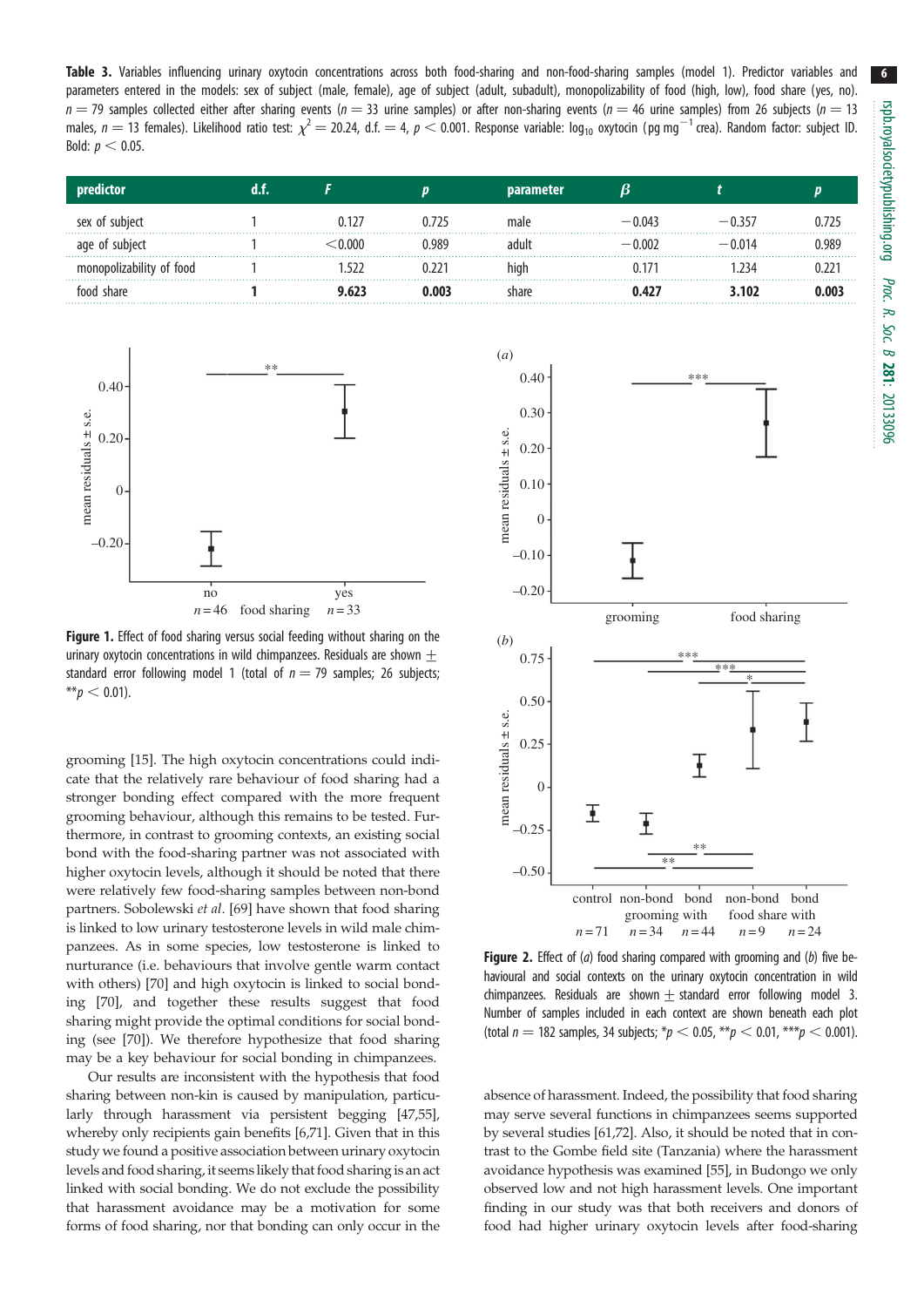**Table 3.** Variables influencing urinary oxytocin concentrations across both food-sharing and non-food-sharing samples (model 1). Predictor variables and parameters entered in the models: sex of subject (male, female), age of subject (adult, subadult), monopolizability of food (high, low), food share (yes, no). $n = 79$ samples collected either after sharing events ($n = 33$ urine samples) or after non-sharing events ($n = 46$ urine samples) from 26 subjects ($n = 13$ males, $n = 13$ females). Likelihood ratio test: $\chi^2 = 20.24$, d.f. $= 4$, $p < 0.001$. Response variable: $\log_{10}$ oxytocin (pg mg$^{-1}$ crea). Random factor: subject ID. Bold: $p < 0.05$.

| predictor | d.f. | $F$ | $p$ | parameter | $\beta$ | $t$ | $p$ |
|---|---|---|---|---|---|---|---|
| sex of subject | 1 | 0.127 | 0.725 | male | −0.043 | −0.357 | 0.725 |
| age of subject | 1 | <0.000 | 0.989 | adult | −0.002 | −0.014 | 0.989 |
| monopolizability of food | 1 | 1.522 | 0.221 | high | 0.171 | 1.234 | 0.221 |
| **food share** | **1** | **9.623** | **0.003** | share | **0.427** | **3.102** | **0.003** |

**Figure 1.** Effect of food sharing versus social feeding without sharing on the urinary oxytocin concentrations in wild chimpanzees. Residuals are shown ± standard error following model 1 (total of $n = 79$ samples; 26 subjects; $^{**}p < 0.01$).

**Figure 2.** Effect of (*a*) food sharing compared with grooming and (*b*) five behavioural and social contexts on the urinary oxytocin concentration in wild chimpanzees. Residuals are shown ± standard error following model 3. Number of samples included in each context are shown beneath each plot (total $n = 182$ samples, 34 subjects; $^{*}p < 0.05$, $^{**}p < 0.01$, $^{***}p < 0.001$).

grooming [15]. The high oxytocin concentrations could indicate that the relatively rare behaviour of food sharing had a stronger bonding effect compared with the more frequent grooming behaviour, although this remains to be tested. Furthermore, in contrast to grooming contexts, an existing social bond with the food-sharing partner was not associated with higher oxytocin levels, although it should be noted that there were relatively few food-sharing samples between non-bond partners. Sobolewski *et al*. [69] have shown that food sharing is linked to low urinary testosterone levels in wild male chimpanzees. As in some species, low testosterone is linked to nurturance (i.e. behaviours that involve gentle warm contact with others) [70] and high oxytocin is linked to social bonding [70], and together these results suggest that food sharing might provide the optimal conditions for social bonding (see [70]). We therefore hypothesize that food sharing may be a key behaviour for social bonding in chimpanzees.

Our results are inconsistent with the hypothesis that food sharing between non-kin is caused by manipulation, particularly through harassment via persistent begging [47,55], whereby only recipients gain benefits [6,71]. Given that in this study we found a positive association between urinary oxytocin levels and food sharing, it seems likely that food sharing is an act linked with social bonding. We do not exclude the possibility that harassment avoidance may be a motivation for some forms of food sharing, nor that bonding can only occur in the absence of harassment. Indeed, the possibility that food sharing may serve several functions in chimpanzees seems supported by several studies [61,72]. Also, it should be noted that in contrast to the Gombe field site (Tanzania) where the harassment avoidance hypothesis was examined [55], in Budongo we only observed low and not high harassment levels. One important finding in our study was that both receivers and donors of food had higher urinary oxytocin levels after food-sharing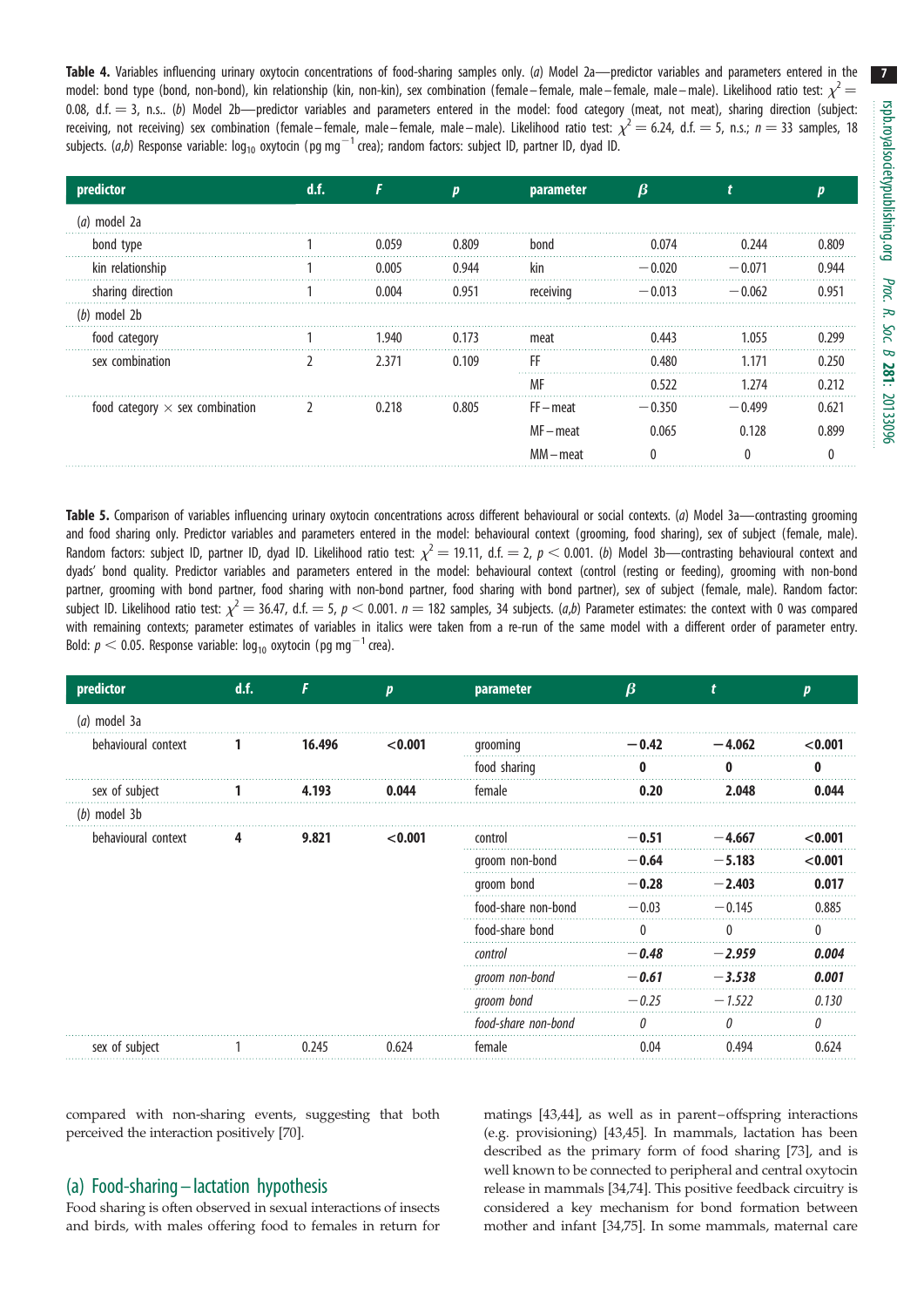**Table 4.** Variables influencing urinary oxytocin concentrations of food-sharing samples only. (*a*) Model 2a—predictor variables and parameters entered in the model: bond type (bond, non-bond), kin relationship (kin, non-kin), sex combination (female–female, male–female, male–male). Likelihood ratio test: $\chi^2 = 0.08$, d.f. = 3, n.s.. (*b*) Model 2b—predictor variables and parameters entered in the model: food category (meat, not meat), sharing direction (subject: receiving, not receiving) sex combination (female–female, male–female, male–male). Likelihood ratio test: $\chi^2 = 6.24$, d.f. = 5, n.s.; $n = 33$ samples, 18 subjects. (*a*,*b*) Response variable: $\log_{10}$ oxytocin (pg mg$^{-1}$ crea); random factors: subject ID, partner ID, dyad ID.

| predictor | d.f. | *F* | *p* | parameter | *β* | *t* | *p* |
|---|---|---|---|---|---|---|---|
| (*a*) model 2a | | | | | | | |
| bond type | 1 | 0.059 | 0.809 | bond | 0.074 | 0.244 | 0.809 |
| kin relationship | 1 | 0.005 | 0.944 | kin | −0.020 | −0.071 | 0.944 |
| sharing direction | 1 | 0.004 | 0.951 | receiving | −0.013 | −0.062 | 0.951 |
| (*b*) model 2b | | | | | | | |
| food category | 1 | 1.940 | 0.173 | meat | 0.443 | 1.055 | 0.299 |
| sex combination | 2 | 2.371 | 0.109 | FF | 0.480 | 1.171 | 0.250 |
| | | | | MF | 0.522 | 1.274 | 0.212 |
| food category × sex combination | 2 | 0.218 | 0.805 | FF–meat | −0.350 | −0.499 | 0.621 |
| | | | | MF–meat | 0.065 | 0.128 | 0.899 |
| | | | | MM–meat | 0 | 0 | 0 |

**Table 5.** Comparison of variables influencing urinary oxytocin concentrations across different behavioural or social contexts. (*a*) Model 3a—contrasting grooming and food sharing only. Predictor variables and parameters entered in the model: behavioural context (grooming, food sharing), sex of subject (female, male). Random factors: subject ID, partner ID, dyad ID. Likelihood ratio test: $\chi^2 = 19.11$, d.f. = 2, $p < 0.001$. (*b*) Model 3b—contrasting behavioural context and dyads' bond quality. Predictor variables and parameters entered in the model: behavioural context (control (resting or feeding), grooming with non-bond partner, grooming with bond partner, food sharing with non-bond partner, food sharing with bond partner), sex of subject (female, male). Random factor: subject ID. Likelihood ratio test: $\chi^2 = 36.47$, d.f. = 5, $p < 0.001$. $n = 182$ samples, 34 subjects. (*a*,*b*) Parameter estimates: the context with 0 was compared with remaining contexts; parameter estimates of variables in italics were taken from a re-run of the same model with a different order of parameter entry. Bold: $p < 0.05$. Response variable: $\log_{10}$ oxytocin (pg mg$^{-1}$ crea).

| predictor | d.f. | *F* | *p* | parameter | *β* | *t* | *p* |
|---|---|---|---|---|---|---|---|
| (*a*) model 3a | | | | | | | |
| behavioural context | **1** | **16.496** | **<0.001** | grooming | **−0.42** | **−4.062** | **<0.001** |
| | | | | food sharing | **0** | **0** | **0** |
| sex of subject | **1** | **4.193** | **0.044** | female | **0.20** | **2.048** | **0.044** |
| (*b*) model 3b | | | | | | | |
| behavioural context | **4** | **9.821** | **<0.001** | control | **−0.51** | **−4.667** | **<0.001** |
| | | | | groom non-bond | **−0.64** | **−5.183** | **<0.001** |
| | | | | groom bond | **−0.28** | **−2.403** | **0.017** |
| | | | | food-share non-bond | −0.03 | −0.145 | 0.885 |
| | | | | food-share bond | 0 | 0 | 0 |
| | | | | ***control*** | ***−0.48*** | ***−2.959*** | ***0.004*** |
| | | | | ***groom non-bond*** | ***−0.61*** | ***−3.538*** | ***0.001*** |
| | | | | *groom bond* | *−0.25* | *−1.522* | *0.130* |
| | | | | *food-share non-bond* | *0* | *0* | *0* |
| sex of subject | 1 | 0.245 | 0.624 | female | 0.04 | 0.494 | 0.624 |

compared with non-sharing events, suggesting that both perceived the interaction positively [70].

## (a) Food-sharing–lactation hypothesis

Food sharing is often observed in sexual interactions of insects and birds, with males offering food to females in return for matings [43,44], as well as in parent–offspring interactions (e.g. provisioning) [43,45]. In mammals, lactation has been described as the primary form of food sharing [73], and is well known to be connected to peripheral and central oxytocin release in mammals [34,74]. This positive feedback circuitry is considered a key mechanism for bond formation between mother and infant [34,75]. In some mammals, maternal care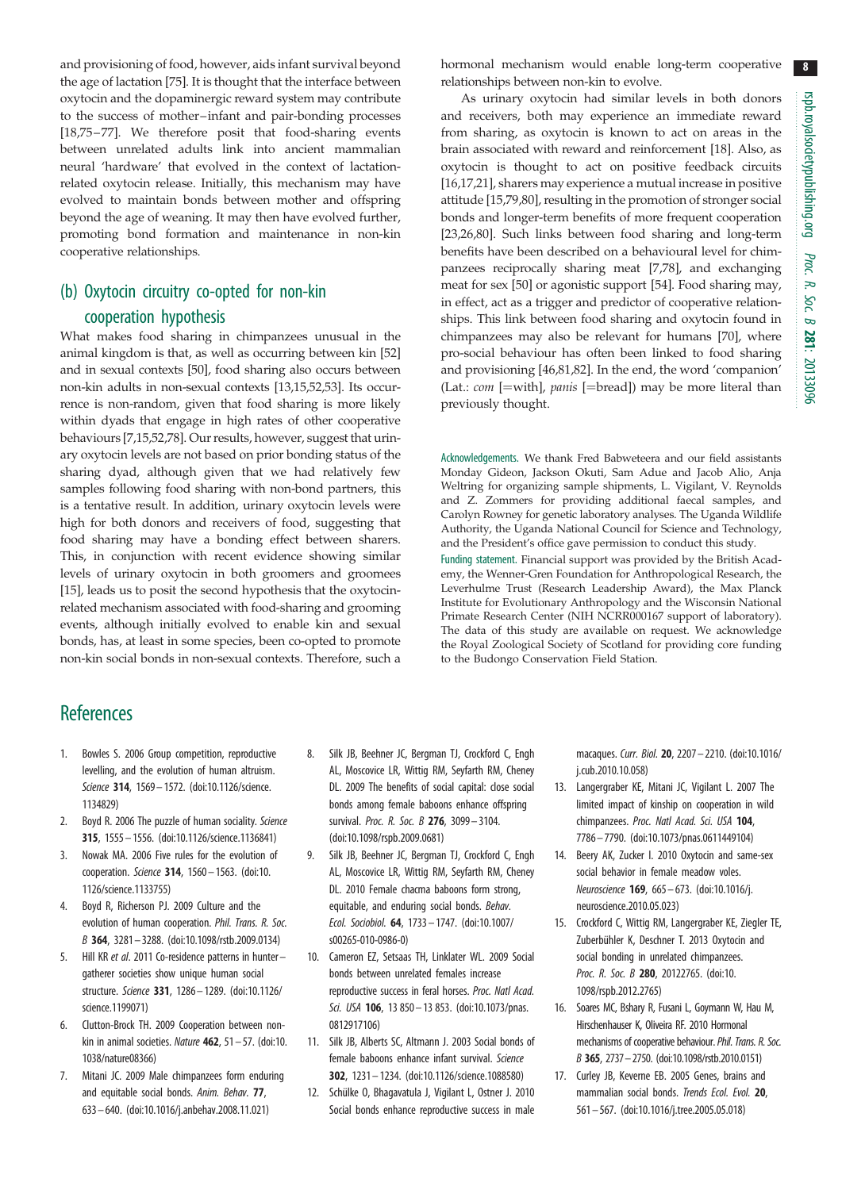and provisioning of food, however, aids infant survival beyond the age of lactation [75]. It is thought that the interface between oxytocin and the dopaminergic reward system may contribute to the success of mother–infant and pair-bonding processes [18,75–77]. We therefore posit that food-sharing events between unrelated adults link into ancient mammalian neural 'hardware' that evolved in the context of lactation-related oxytocin release. Initially, this mechanism may have evolved to maintain bonds between mother and offspring beyond the age of weaning. It may then have evolved further, promoting bond formation and maintenance in non-kin cooperative relationships.

## (b) Oxytocin circuitry co-opted for non-kin cooperation hypothesis

What makes food sharing in chimpanzees unusual in the animal kingdom is that, as well as occurring between kin [52] and in sexual contexts [50], food sharing also occurs between non-kin adults in non-sexual contexts [13,15,52,53]. Its occurrence is non-random, given that food sharing is more likely within dyads that engage in high rates of other cooperative behaviours [7,15,52,78]. Our results, however, suggest that urinary oxytocin levels are not based on prior bonding status of the sharing dyad, although given that we had relatively few samples following food sharing with non-bond partners, this is a tentative result. In addition, urinary oxytocin levels were high for both donors and receivers of food, suggesting that food sharing may have a bonding effect between sharers. This, in conjunction with recent evidence showing similar levels of urinary oxytocin in both groomers and groomees [15], leads us to posit the second hypothesis that the oxytocin-related mechanism associated with food-sharing and grooming events, although initially evolved to enable kin and sexual bonds, has, at least in some species, been co-opted to promote non-kin social bonds in non-sexual contexts. Therefore, such a hormonal mechanism would enable long-term cooperative relationships between non-kin to evolve.

As urinary oxytocin had similar levels in both donors and receivers, both may experience an immediate reward from sharing, as oxytocin is known to act on areas in the brain associated with reward and reinforcement [18]. Also, as oxytocin is thought to act on positive feedback circuits [16,17,21], sharers may experience a mutual increase in positive attitude [15,79,80], resulting in the promotion of stronger social bonds and longer-term benefits of more frequent cooperation [23,26,80]. Such links between food sharing and long-term benefits have been described on a behavioural level for chimpanzees reciprocally sharing meat [7,78], and exchanging meat for sex [50] or agonistic support [54]. Food sharing may, in effect, act as a trigger and predictor of cooperative relationships. This link between food sharing and oxytocin found in chimpanzees may also be relevant for humans [70], where pro-social behaviour has often been linked to food sharing and provisioning [46,81,82]. In the end, the word 'companion' (Lat.: *com* [=with], *panis* [=bread]) may be more literal than previously thought.

Acknowledgements. We thank Fred Babweteera and our field assistants Monday Gideon, Jackson Okuti, Sam Adue and Jacob Alio, Anja Weltring for organizing sample shipments, L. Vigilant, V. Reynolds and Z. Zommers for providing additional faecal samples, and Carolyn Rowney for genetic laboratory analyses. The Uganda Wildlife Authority, the Uganda National Council for Science and Technology, and the President's office gave permission to conduct this study.

Funding statement. Financial support was provided by the British Academy, the Wenner-Gren Foundation for Anthropological Research, the Leverhulme Trust (Research Leadership Award), the Max Planck Institute for Evolutionary Anthropology and the Wisconsin National Primate Research Center (NIH NCRR000167 support of laboratory). The data of this study are available on request. We acknowledge the Royal Zoological Society of Scotland for providing core funding to the Budongo Conservation Field Station.

# References

1. Bowles S. 2006 Group competition, reproductive levelling, and the evolution of human altruism. *Science* **314**, 1569–1572. (doi:10.1126/science.1134829)
2. Boyd R. 2006 The puzzle of human sociality. *Science* **315**, 1555–1556. (doi:10.1126/science.1136841)
3. Nowak MA. 2006 Five rules for the evolution of cooperation. *Science* **314**, 1560–1563. (doi:10.1126/science.1133755)
4. Boyd R, Richerson PJ. 2009 Culture and the evolution of human cooperation. *Phil. Trans. R. Soc. B* **364**, 3281–3288. (doi:10.1098/rstb.2009.0134)
5. Hill KR *et al*. 2011 Co-residence patterns in hunter–gatherer societies show unique human social structure. *Science* **331**, 1286–1289. (doi:10.1126/science.1199071)
6. Clutton-Brock TH. 2009 Cooperation between non-kin in animal societies. *Nature* **462**, 51–57. (doi:10.1038/nature08366)
7. Mitani JC. 2009 Male chimpanzees form enduring and equitable social bonds. *Anim. Behav.* **77**, 633–640. (doi:10.1016/j.anbehav.2008.11.021)
8. Silk JB, Beehner JC, Bergman TJ, Crockford C, Engh AL, Moscovice LR, Wittig RM, Seyfarth RM, Cheney DL. 2009 The benefits of social capital: close social bonds among female baboons enhance offspring survival. *Proc. R. Soc. B* **276**, 3099–3104. (doi:10.1098/rspb.2009.0681)
9. Silk JB, Beehner JC, Bergman TJ, Crockford C, Engh AL, Moscovice LR, Wittig RM, Seyfarth RM, Cheney DL. 2010 Female chacma baboons form strong, equitable, and enduring social bonds. *Behav. Ecol. Sociobiol.* **64**, 1733–1747. (doi:10.1007/s00265-010-0986-0)
10. Cameron EZ, Setsaas TH, Linklater WL. 2009 Social bonds between unrelated females increase reproductive success in feral horses. *Proc. Natl Acad. Sci. USA* **106**, 13 850–13 853. (doi:10.1073/pnas.0812917106)
11. Silk JB, Alberts SC, Altmann J. 2003 Social bonds of female baboons enhance infant survival. *Science* **302**, 1231–1234. (doi:10.1126/science.1088580)
12. Schülke O, Bhagavatula J, Vigilant L, Ostner J. 2010 Social bonds enhance reproductive success in male macaques. *Curr. Biol.* **20**, 2207–2210. (doi:10.1016/j.cub.2010.10.058)
13. Langergraber KE, Mitani JC, Vigilant L. 2007 The limited impact of kinship on cooperation in wild chimpanzees. *Proc. Natl Acad. Sci. USA* **104**, 7786–7790. (doi:10.1073/pnas.0611449104)
14. Beery AK, Zucker I. 2010 Oxytocin and same-sex social behavior in female meadow voles. *Neuroscience* **169**, 665–673. (doi:10.1016/j.neuroscience.2010.05.023)
15. Crockford C, Wittig RM, Langergraber KE, Ziegler TE, Zuberbühler K, Deschner T. 2013 Oxytocin and social bonding in unrelated chimpanzees. *Proc. R. Soc. B* **280**, 20122765. (doi:10.1098/rspb.2012.2765)
16. Soares MC, Bshary R, Fusani L, Goymann W, Hau M, Hirschenhauser K, Oliveira RF. 2010 Hormonal mechanisms of cooperative behaviour. *Phil. Trans. R. Soc. B* **365**, 2737–2750. (doi:10.1098/rstb.2010.0151)
17. Curley JB, Keverne EB. 2005 Genes, brains and mammalian social bonds. *Trends Ecol. Evol.* **20**, 561–567. (doi:10.1016/j.tree.2005.05.018)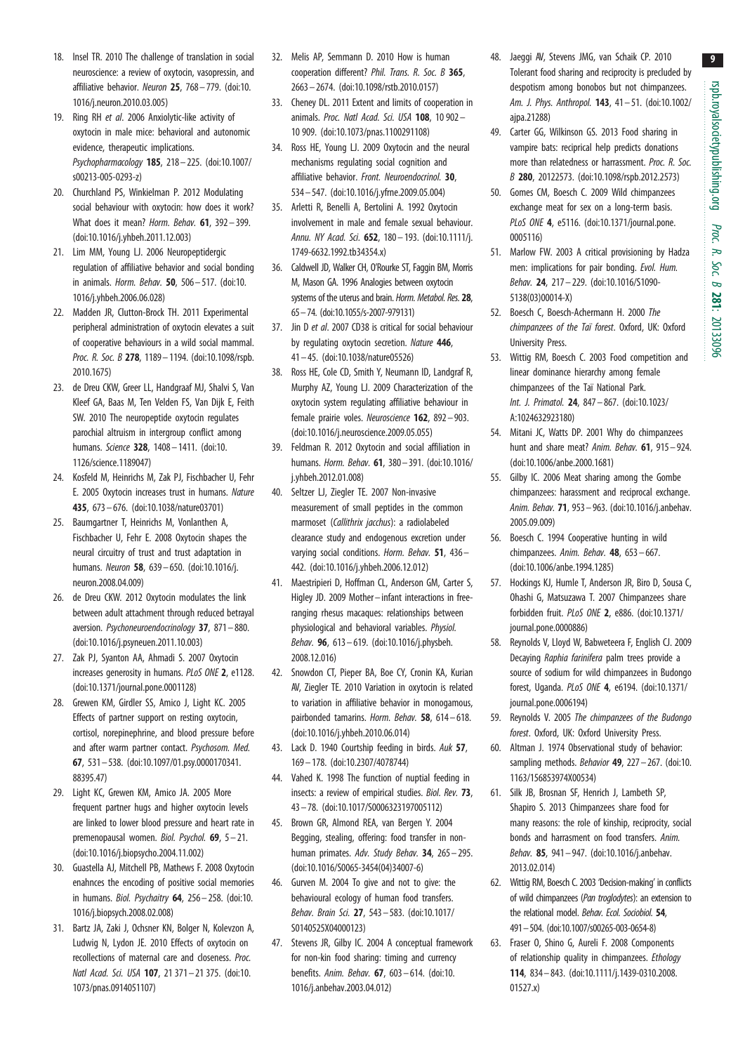18. Insel TR. 2010 The challenge of translation in social neuroscience: a review of oxytocin, vasopressin, and affiliative behavior. *Neuron* **25**, 768–779. (doi:10.1016/j.neuron.2010.03.005)
19. Ring RH *et al*. 2006 Anxiolytic-like activity of oxytocin in male mice: behavioral and autonomic evidence, therapeutic implications. *Psychopharmacology* **185**, 218–225. (doi:10.1007/s00213-005-0293-z)
20. Churchland PS, Winkielman P. 2012 Modulating social behaviour with oxytocin: how does it work? What does it mean? *Horm. Behav.* **61**, 392–399. (doi:10.1016/j.yhbeh.2011.12.003)
21. Lim MM, Young LJ. 2006 Neuropeptidergic regulation of affiliative behavior and social bonding in animals. *Horm. Behav.* **50**, 506–517. (doi:10.1016/j.yhbeh.2006.06.028)
22. Madden JR, Clutton-Brock TH. 2011 Experimental peripheral administration of oxytocin elevates a suit of cooperative behaviours in a wild social mammal. *Proc. R. Soc. B* **278**, 1189–1194. (doi:10.1098/rspb.2010.1675)
23. de Dreu CKW, Greer LL, Handgraaf MJ, Shalvi S, Van Kleef GA, Baas M, Ten Velden FS, Van Dijk E, Feith SW. 2010 The neuropeptide oxytocin regulates parochial altruism in intergroup conflict among humans. *Science* **328**, 1408–1411. (doi:10.1126/science.1189047)
24. Kosfeld M, Heinrichs M, Zak PJ, Fischbacher U, Fehr E. 2005 Oxytocin increases trust in humans. *Nature* **435**, 673–676. (doi:10.1038/nature03701)
25. Baumgartner T, Heinrichs M, Vonlanthen A, Fischbacher U, Fehr E. 2008 Oxytocin shapes the neural circuitry of trust and trust adaptation in humans. *Neuron* **58**, 639–650. (doi:10.1016/j.neuron.2008.04.009)
26. de Dreu CKW. 2012 Oxytocin modulates the link between adult attachment through reduced betrayal aversion. *Psychoneuroendocrinology* **37**, 871–880. (doi:10.1016/j.psyneuen.2011.10.003)
27. Zak PJ, Syanton AA, Ahmadi S. 2007 Oxytocin increases generosity in humans. *PLoS ONE* **2**, e1128. (doi:10.1371/journal.pone.0001128)
28. Grewen KM, Girdler SS, Amico J, Light KC. 2005 Effects of partner support on resting oxytocin, cortisol, norepinephrine, and blood pressure before and after warm partner contact. *Psychosom. Med.* **67**, 531–538. (doi:10.1097/01.psy.0000170341.88395.47)
29. Light KC, Grewen KM, Amico JA. 2005 More frequent partner hugs and higher oxytocin levels are linked to lower blood pressure and heart rate in premenopausal women. *Biol. Psychol.* **69**, 5–21. (doi:10.1016/j.biopsycho.2004.11.002)
30. Guastella AJ, Mitchell PB, Mathews F. 2008 Oxytocin enahnces the encoding of positive social memories in humans. *Biol. Psychaitry* **64**, 256–258. (doi:10.1016/j.biopsych.2008.02.008)
31. Bartz JA, Zaki J, Ochsner KN, Bolger N, Kolevzon A, Ludwig N, Lydon JE. 2010 Effects of oxytocin on recollections of maternal care and closeness. *Proc. Natl Acad. Sci. USA* **107**, 21 371–21 375. (doi:10.1073/pnas.0914051107)
32. Melis AP, Semmann D. 2010 How is human cooperation different? *Phil. Trans. R. Soc. B* **365**, 2663–2674. (doi:10.1098/rstb.2010.0157)
33. Cheney DL. 2011 Extent and limits of cooperation in animals. *Proc. Natl Acad. Sci. USA* **108**, 10 902–10 909. (doi:10.1073/pnas.1100291108)
34. Ross HE, Young LJ. 2009 Oxytocin and the neural mechanisms regulating social cognition and affiliative behavior. *Front. Neuroendocrinol.* **30**, 534–547. (doi:10.1016/j.yfrne.2009.05.004)
35. Arletti R, Benelli A, Bertolini A. 1992 Oxytocin involvement in male and female sexual behaviour. *Annu. NY Acad. Sci.* **652**, 180–193. (doi:10.1111/j.1749-6632.1992.tb34354.x)
36. Caldwell JD, Walker CH, O'Rourke ST, Faggin BM, Morris M, Mason GA. 1996 Analogies between oxytocin systems of the uterus and brain. *Horm. Metabol. Res.* **28**, 65–74. (doi:10.1055/s-2007-979131)
37. Jin D *et al*. 2007 CD38 is critical for social behaviour by regulating oxytocin secretion. *Nature* **446**, 41–45. (doi:10.1038/nature05526)
38. Ross HE, Cole CD, Smith Y, Neumann ID, Landgraf R, Murphy AZ, Young LJ. 2009 Characterization of the oxytocin system regulating affiliative behaviour in female prairie voles. *Neuroscience* **162**, 892–903. (doi:10.1016/j.neuroscience.2009.05.055)
39. Feldman R. 2012 Oxytocin and social affiliation in humans. *Horm. Behav.* **61**, 380–391. (doi:10.1016/j.yhbeh.2012.01.008)
40. Seltzer LJ, Ziegler TE. 2007 Non-invasive measurement of small peptides in the common marmoset (*Callithrix jacchus*): a radiolabeled clearance study and endogenous excretion under varying social conditions. *Horm. Behav.* **51**, 436–442. (doi:10.1016/j.yhbeh.2006.12.012)
41. Maestripieri D, Hoffman CL, Anderson GM, Carter S, Higley JD. 2009 Mother–infant interactions in free-ranging rhesus macaques: relationships between physiological and behavioral variables. *Physiol. Behav.* **96**, 613–619. (doi:10.1016/j.physbeh.2008.12.016)
42. Snowdon CT, Pieper BA, Boe CY, Cronin KA, Kurian AV, Ziegler TE. 2010 Variation in oxytocin is related to variation in affiliative behavior in monogamous, pairbonded tamarins. *Horm. Behav.* **58**, 614–618. (doi:10.1016/j.yhbeh.2010.06.014)
43. Lack D. 1940 Courtship feeding in birds. *Auk* **57**, 169–178. (doi:10.2307/4078744)
44. Vahed K. 1998 The function of nuptial feeding in insects: a review of empirical studies. *Biol. Rev.* **73**, 43–78. (doi:10.1017/S0006323197005112)
45. Brown GR, Almond REA, van Bergen Y. 2004 Begging, stealing, offering: food transfer in non-human primates. *Adv. Study Behav.* **34**, 265–295. (doi:10.1016/S0065-3454(04)34007-6)
46. Gurven M. 2004 To give and not to give: the behavioural ecology of human food transfers. *Behav. Brain Sci.* **27**, 543–583. (doi:10.1017/S0140525X04000123)
47. Stevens JR, Gilby IC. 2004 A conceptual framework for non-kin food sharing: timing and currency benefits. *Anim. Behav.* **67**, 603–614. (doi:10.1016/j.anbehav.2003.04.012)
48. Jaeggi AV, Stevens JMG, van Schaik CP. 2010 Tolerant food sharing and reciprocity is precluded by despotism among bonobos but not chimpanzees. *Am. J. Phys. Anthropol.* **143**, 41–51. (doi:10.1002/ajpa.21288)
49. Carter GG, Wilkinson GS. 2013 Food sharing in vampire bats: reciprocal help predicts donations more than relatedness or harrassment. *Proc. R. Soc. B* **280**, 20122573. (doi:10.1098/rspb.2012.2573)
50. Gomes CM, Boesch C. 2009 Wild chimpanzees exchange meat for sex on a long-term basis. *PLoS ONE* **4**, e5116. (doi:10.1371/journal.pone.0005116)
51. Marlow FW. 2003 A critical provisioning by Hadza men: implications for pair bonding. *Evol. Hum. Behav.* **24**, 217–229. (doi:10.1016/S1090-5138(03)00014-X)
52. Boesch C, Boesch-Achermann H. 2000 *The chimpanzees of the Taï forest*. Oxford, UK: Oxford University Press.
53. Wittig RM, Boesch C. 2003 Food competition and linear dominance hierarchy among female chimpanzees of the Taï National Park. *Int. J. Primatol.* **24**, 847–867. (doi:10.1023/A:1024632923180)
54. Mitani JC, Watts DP. 2001 Why do chimpanzees hunt and share meat? *Anim. Behav.* **61**, 915–924. (doi:10.1006/anbe.2000.1681)
55. Gilby IC. 2006 Meat sharing among the Gombe chimpanzees: harassment and reciprocal exchange. *Anim. Behav.* **71**, 953–963. (doi:10.1016/j.anbehav.2005.09.009)
56. Boesch C. 1994 Cooperative hunting in wild chimpanzees. *Anim. Behav.* **48**, 653–667. (doi:10.1006/anbe.1994.1285)
57. Hockings KJ, Humle T, Anderson JR, Biro D, Sousa C, Ohashi G, Matsuzawa T. 2007 Chimpanzees share forbidden fruit. *PLoS ONE* **2**, e886. (doi:10.1371/journal.pone.0000886)
58. Reynolds V, Lloyd W, Babweteera F, English CJ. 2009 Decaying *Raphia farinifera* palm trees provide a source of sodium for wild chimpanzees in Budongo forest, Uganda. *PLoS ONE* **4**, e6194. (doi:10.1371/journal.pone.0006194)
59. Reynolds V. 2005 *The chimpanzees of the Budongo forest*. Oxford, UK: Oxford University Press.
60. Altman J. 1974 Observational study of behavior: sampling methods. *Behavior* **49**, 227–267. (doi:10.1163/156853974X00534)
61. Silk JB, Brosnan SF, Henrich J, Lambeth SP, Shapiro S. 2013 Chimpanzees share food for many reasons: the role of kinship, reciprocity, social bonds and harrasment on food transfers. *Anim. Behav.* **85**, 941–947. (doi:10.1016/j.anbehav.2013.02.014)
62. Wittig RM, Boesch C. 2003 'Decision-making' in conflicts of wild chimpanzees (*Pan troglodytes*): an extension to the relational model. *Behav. Ecol. Sociobiol.* **54**, 491–504. (doi:10.1007/s00265-003-0654-8)
63. Fraser O, Shino G, Aureli F. 2008 Components of relationship quality in chimpanzees. *Ethology* **114**, 834–843. (doi:10.1111/j.1439-0310.2008.01527.x)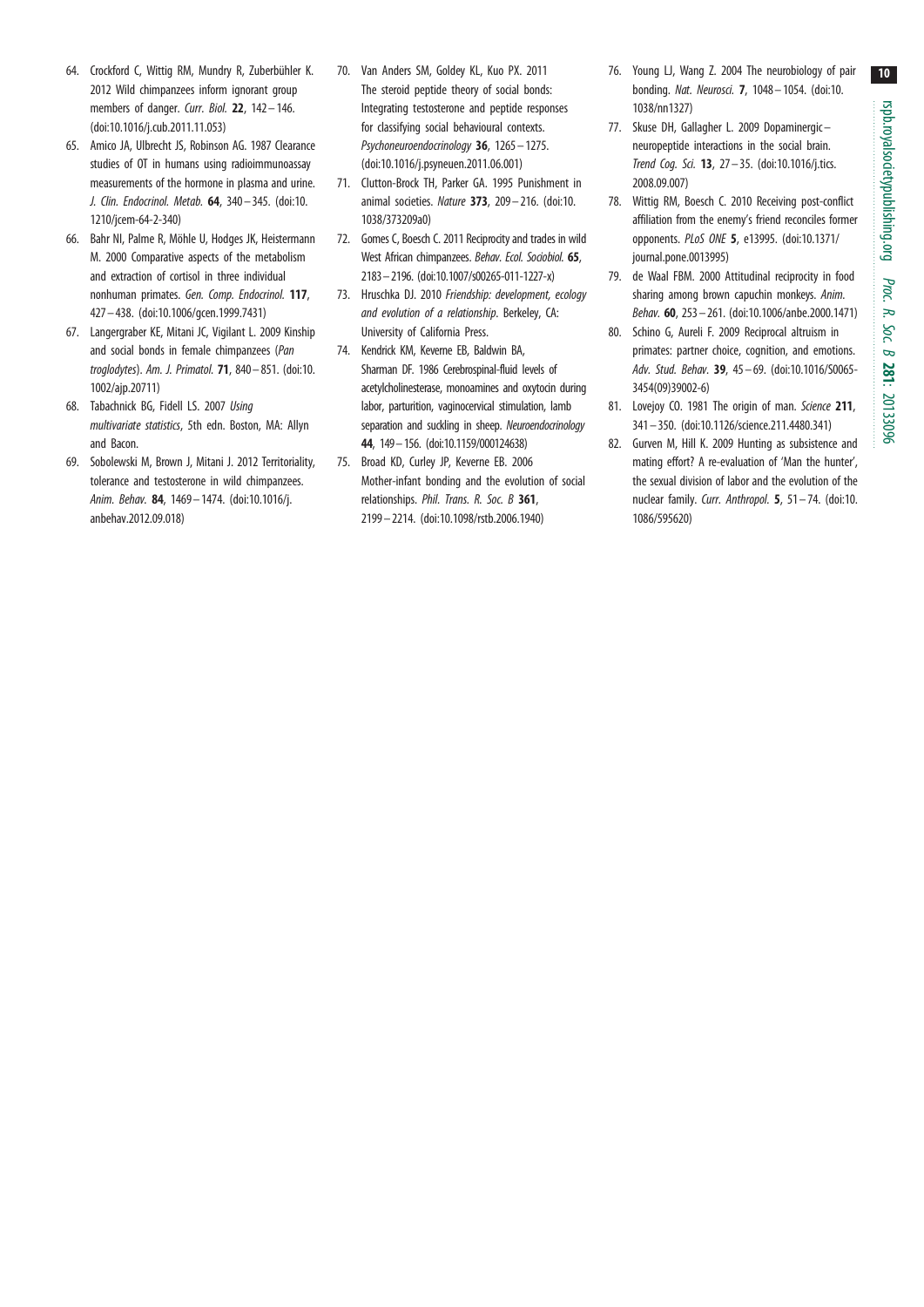64. Crockford C, Wittig RM, Mundry R, Zuberbühler K. 2012 Wild chimpanzees inform ignorant group members of danger. *Curr. Biol.* **22**, 142–146. (doi:10.1016/j.cub.2011.11.053)
65. Amico JA, Ulbrecht JS, Robinson AG. 1987 Clearance studies of OT in humans using radioimmunoassay measurements of the hormone in plasma and urine. *J. Clin. Endocrinol. Metab.* **64**, 340–345. (doi:10.1210/jcem-64-2-340)
66. Bahr NI, Palme R, Möhle U, Hodges JK, Heistermann M. 2000 Comparative aspects of the metabolism and extraction of cortisol in three individual nonhuman primates. *Gen. Comp. Endocrinol.* **117**, 427–438. (doi:10.1006/gcen.1999.7431)
67. Langergraber KE, Mitani JC, Vigilant L. 2009 Kinship and social bonds in female chimpanzees (*Pan troglodytes*). *Am. J. Primatol.* **71**, 840–851. (doi:10.1002/ajp.20711)
68. Tabachnick BG, Fidell LS. 2007 *Using multivariate statistics*, 5th edn. Boston, MA: Allyn and Bacon.
69. Sobolewski M, Brown J, Mitani J. 2012 Territoriality, tolerance and testosterone in wild chimpanzees. *Anim. Behav.* **84**, 1469–1474. (doi:10.1016/j.anbehav.2012.09.018)
70. Van Anders SM, Goldey KL, Kuo PX. 2011 The steroid peptide theory of social bonds: Integrating testosterone and peptide responses for classifying social behavioural contexts. *Psychoneuroendocrinology* **36**, 1265–1275. (doi:10.1016/j.psyneuen.2011.06.001)
71. Clutton-Brock TH, Parker GA. 1995 Punishment in animal societies. *Nature* **373**, 209–216. (doi:10.1038/373209a0)
72. Gomes C, Boesch C. 2011 Reciprocity and trades in wild West African chimpanzees. *Behav. Ecol. Sociobiol.* **65**, 2183–2196. (doi:10.1007/s00265-011-1227-x)
73. Hruschka DJ. 2010 *Friendship: development, ecology and evolution of a relationship*. Berkeley, CA: University of California Press.
74. Kendrick KM, Keverne EB, Baldwin BA, Sharman DF. 1986 Cerebrospinal-fluid levels of acetylcholinesterase, monoamines and oxytocin during labor, parturition, vaginocervical stimulation, lamb separation and suckling in sheep. *Neuroendocrinology* **44**, 149–156. (doi:10.1159/000124638)
75. Broad KD, Curley JP, Keverne EB. 2006 Mother-infant bonding and the evolution of social relationships. *Phil. Trans. R. Soc. B* **361**, 2199–2214. (doi:10.1098/rstb.2006.1940)
76. Young LJ, Wang Z. 2004 The neurobiology of pair bonding. *Nat. Neurosci.* **7**, 1048–1054. (doi:10.1038/nn1327)
77. Skuse DH, Gallagher L. 2009 Dopaminergic–neuropeptide interactions in the social brain. *Trend Cog. Sci.* **13**, 27–35. (doi:10.1016/j.tics.2008.09.007)
78. Wittig RM, Boesch C. 2010 Receiving post-conflict affiliation from the enemy's friend reconciles former opponents. *PLoS ONE* **5**, e13995. (doi:10.1371/journal.pone.0013995)
79. de Waal FBM. 2000 Attitudinal reciprocity in food sharing among brown capuchin monkeys. *Anim. Behav.* **60**, 253–261. (doi:10.1006/anbe.2000.1471)
80. Schino G, Aureli F. 2009 Reciprocal altruism in primates: partner choice, cognition, and emotions. *Adv. Stud. Behav.* **39**, 45–69. (doi:10.1016/S0065-3454(09)39002-6)
81. Lovejoy CO. 1981 The origin of man. *Science* **211**, 341–350. (doi:10.1126/science.211.4480.341)
82. Gurven M, Hill K. 2009 Hunting as subsistence and mating effort? A re-evaluation of 'Man the hunter', the sexual division of labor and the evolution of the nuclear family. *Curr. Anthropol.* **5**, 51–74. (doi:10.1086/595620)